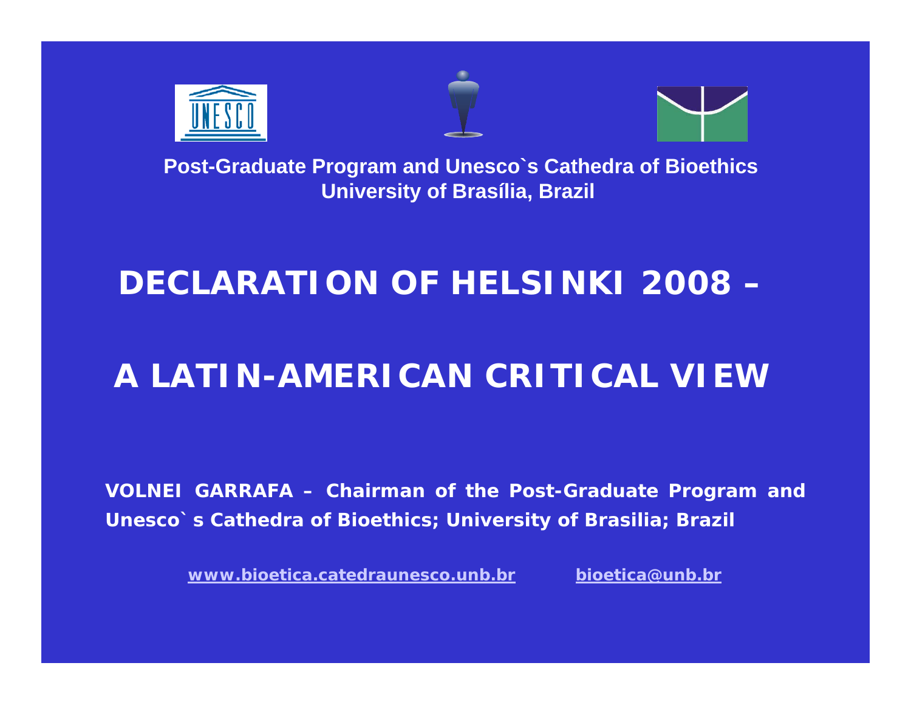Post-Graduate Program and Unesco`s Cathedra of Bioethics
University of Brasília, Brazil

# DECLARATION OF HELSINKI 2008 –

# A LATIN-AMERICAN CRITICAL VIEW

**VOLNEI GARRAFA – Chairman of the Post-Graduate Program and Unesco`s Cathedra of Bioethics; University of Brasilia; Brazil**

www.bioetica.catedraunesco.unb.br     bioetica@unb.br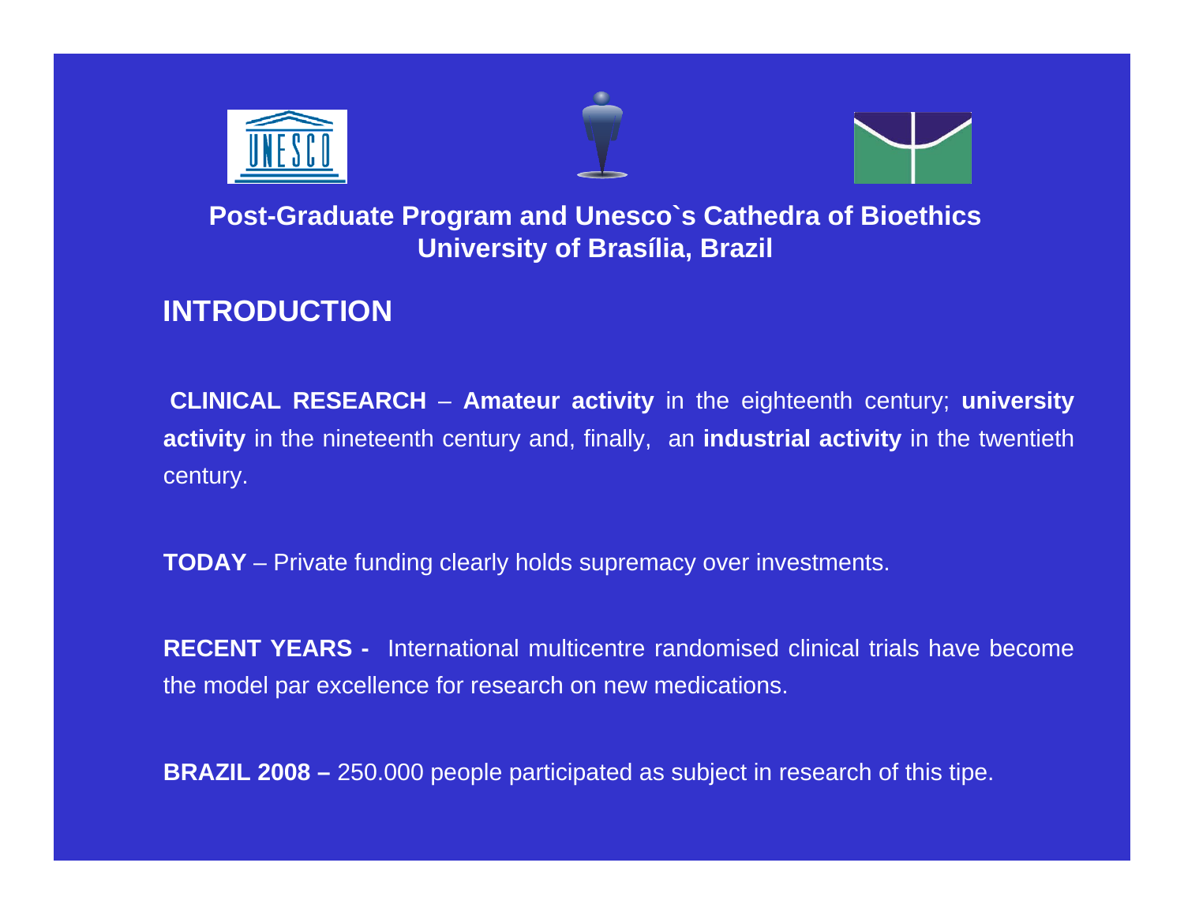**Post-Graduate Program and Unesco`s Cathedra of Bioethics**
**University of Brasília, Brazil**

## INTRODUCTION

**CLINICAL RESEARCH** – **Amateur activity** in the eighteenth century; **university activity** in the nineteenth century and, finally, an **industrial activity** in the twentieth century.

**TODAY** – Private funding clearly holds supremacy over investments.

**RECENT YEARS -** International multicentre randomised clinical trials have become the model par excellence for research on new medications.

**BRAZIL 2008 –** 250.000 people participated as subject in research of this tipe.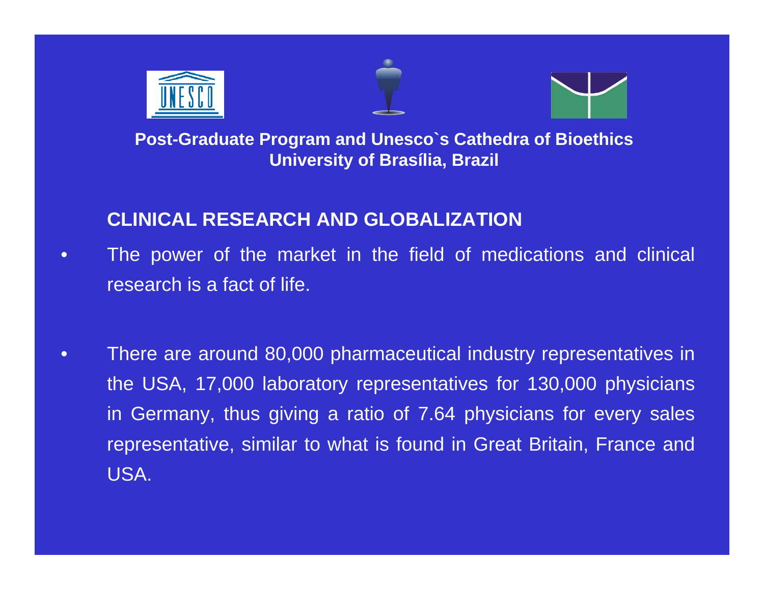**Post-Graduate Program and Unesco`s Cathedra of Bioethics**
**University of Brasília, Brazil**

## CLINICAL RESEARCH AND GLOBALIZATION

- The power of the market in the field of medications and clinical research is a fact of life.

- There are around 80,000 pharmaceutical industry representatives in the USA, 17,000 laboratory representatives for 130,000 physicians in Germany, thus giving a ratio of 7.64 physicians for every sales representative, similar to what is found in Great Britain, France and USA.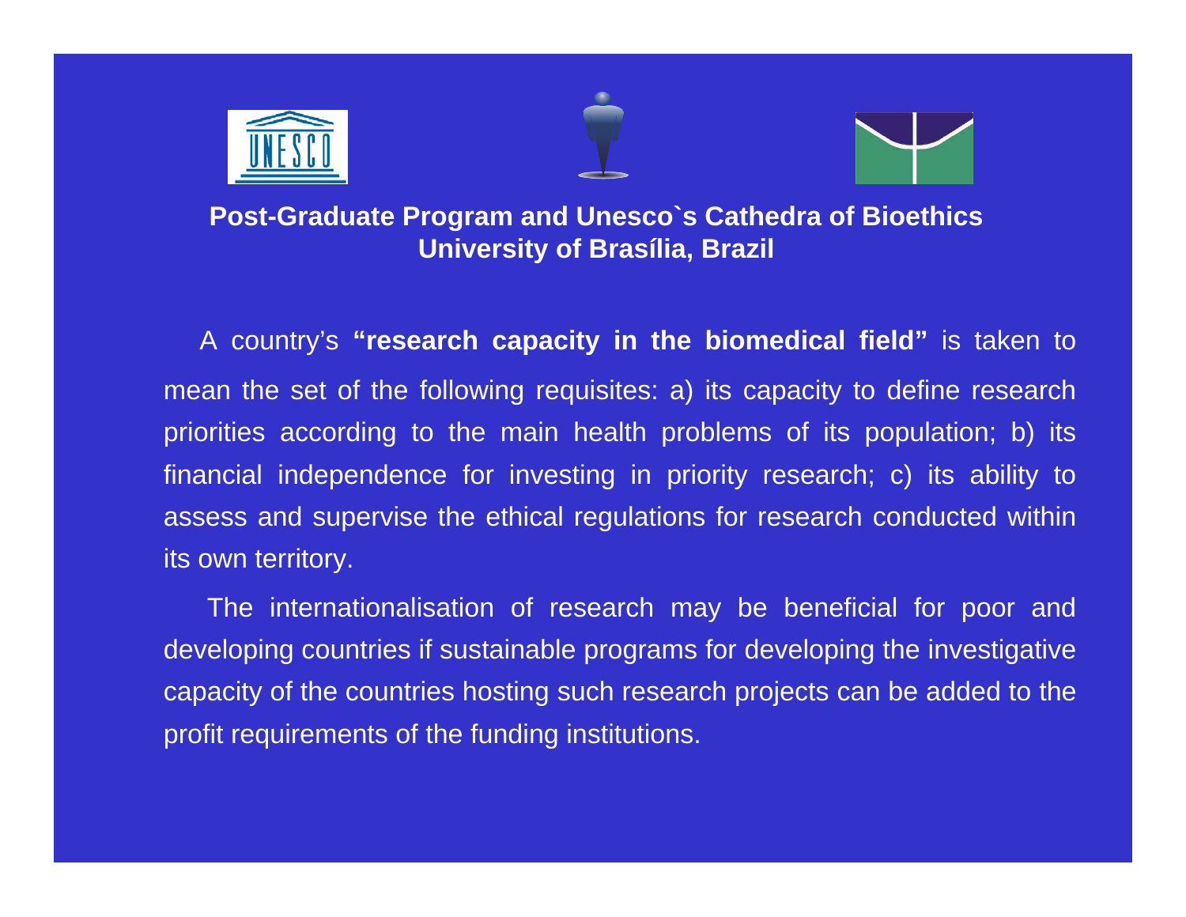**Post-Graduate Program and Unesco`s Cathedra of Bioethics**
**University of Brasília, Brazil**

A country's **"research capacity in the biomedical field"** is taken to mean the set of the following requisites: a) its capacity to define research priorities according to the main health problems of its population; b) its financial independence for investing in priority research; c) its ability to assess and supervise the ethical regulations for research conducted within its own territory.

The internationalisation of research may be beneficial for poor and developing countries if sustainable programs for developing the investigative capacity of the countries hosting such research projects can be added to the profit requirements of the funding institutions.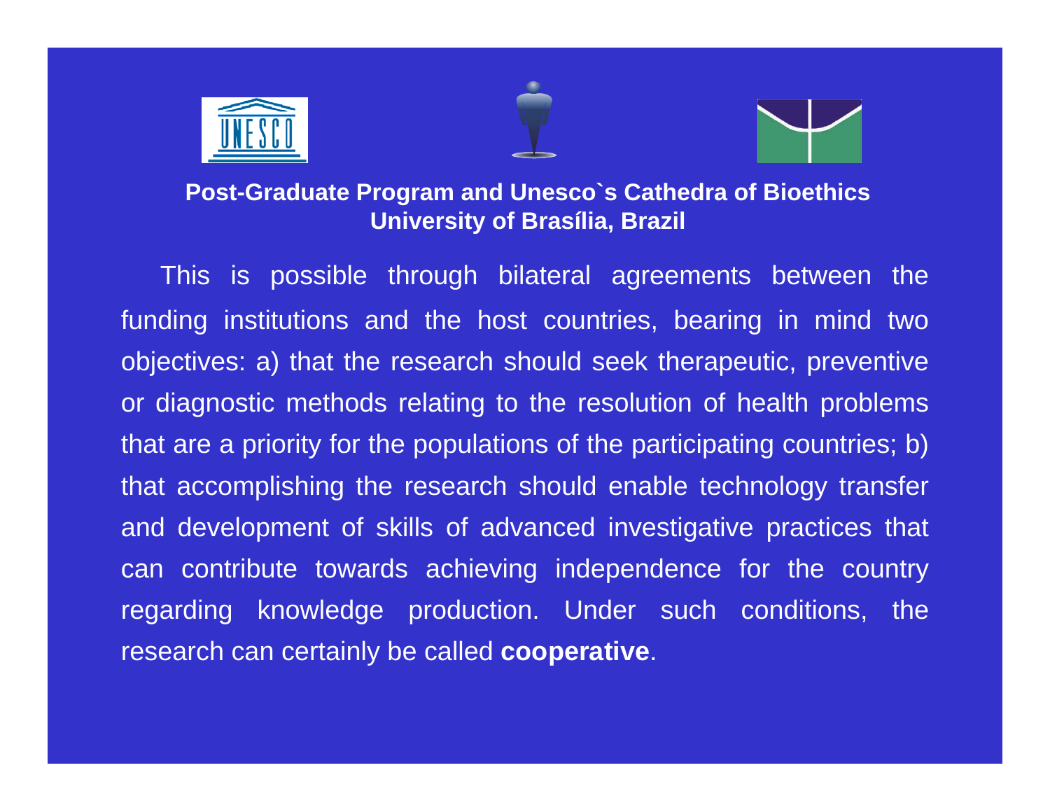**Post-Graduate Program and Unesco`s Cathedra of Bioethics**
**University of Brasília, Brazil**

This is possible through bilateral agreements between the funding institutions and the host countries, bearing in mind two objectives: a) that the research should seek therapeutic, preventive or diagnostic methods relating to the resolution of health problems that are a priority for the populations of the participating countries; b) that accomplishing the research should enable technology transfer and development of skills of advanced investigative practices that can contribute towards achieving independence for the country regarding knowledge production. Under such conditions, the research can certainly be called **cooperative**.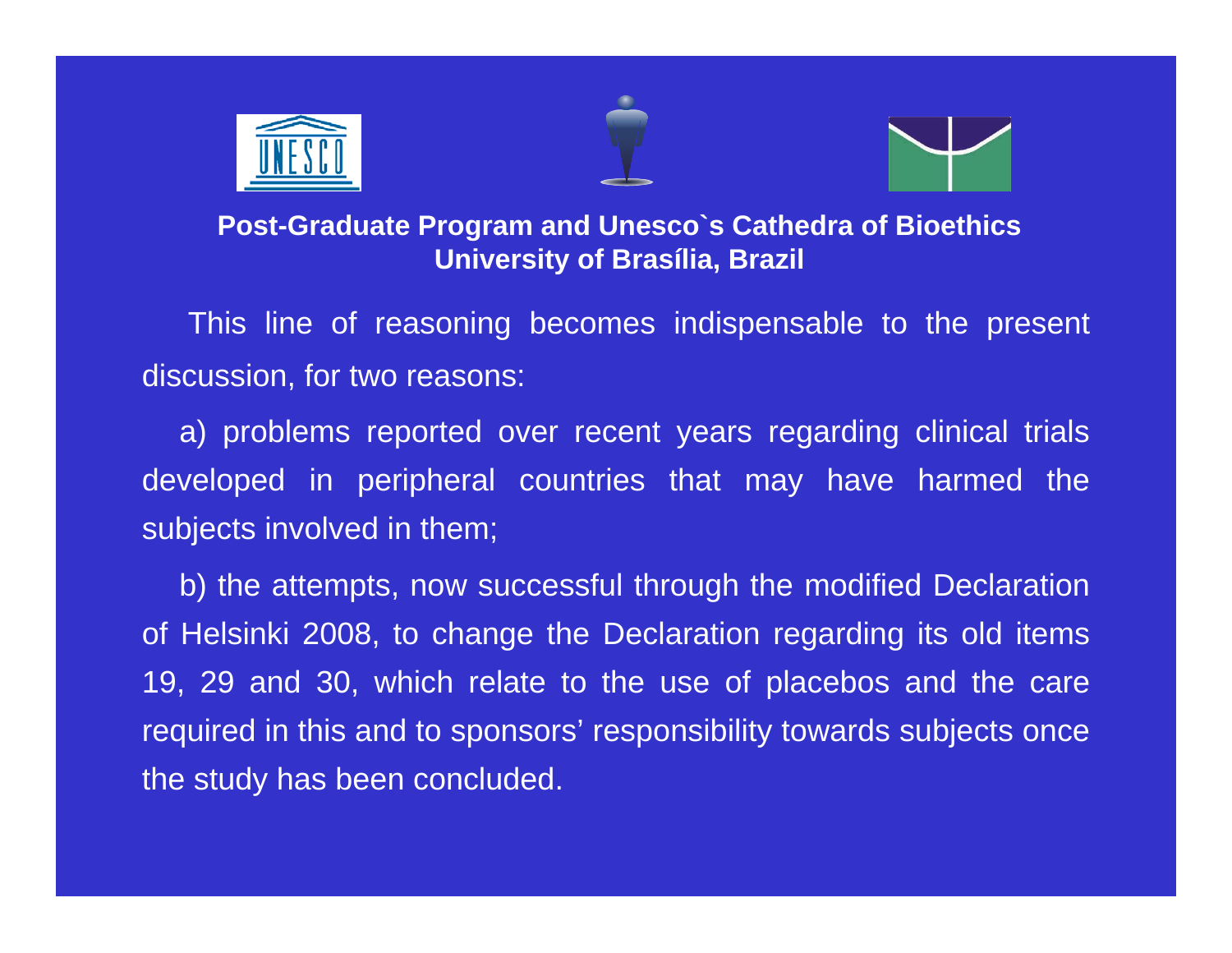**Post-Graduate Program and Unesco`s Cathedra of Bioethics**
**University of Brasília, Brazil**

This line of reasoning becomes indispensable to the present discussion, for two reasons:

a) problems reported over recent years regarding clinical trials developed in peripheral countries that may have harmed the subjects involved in them;

b) the attempts, now successful through the modified Declaration of Helsinki 2008, to change the Declaration regarding its old items 19, 29 and 30, which relate to the use of placebos and the care required in this and to sponsors’ responsibility towards subjects once the study has been concluded.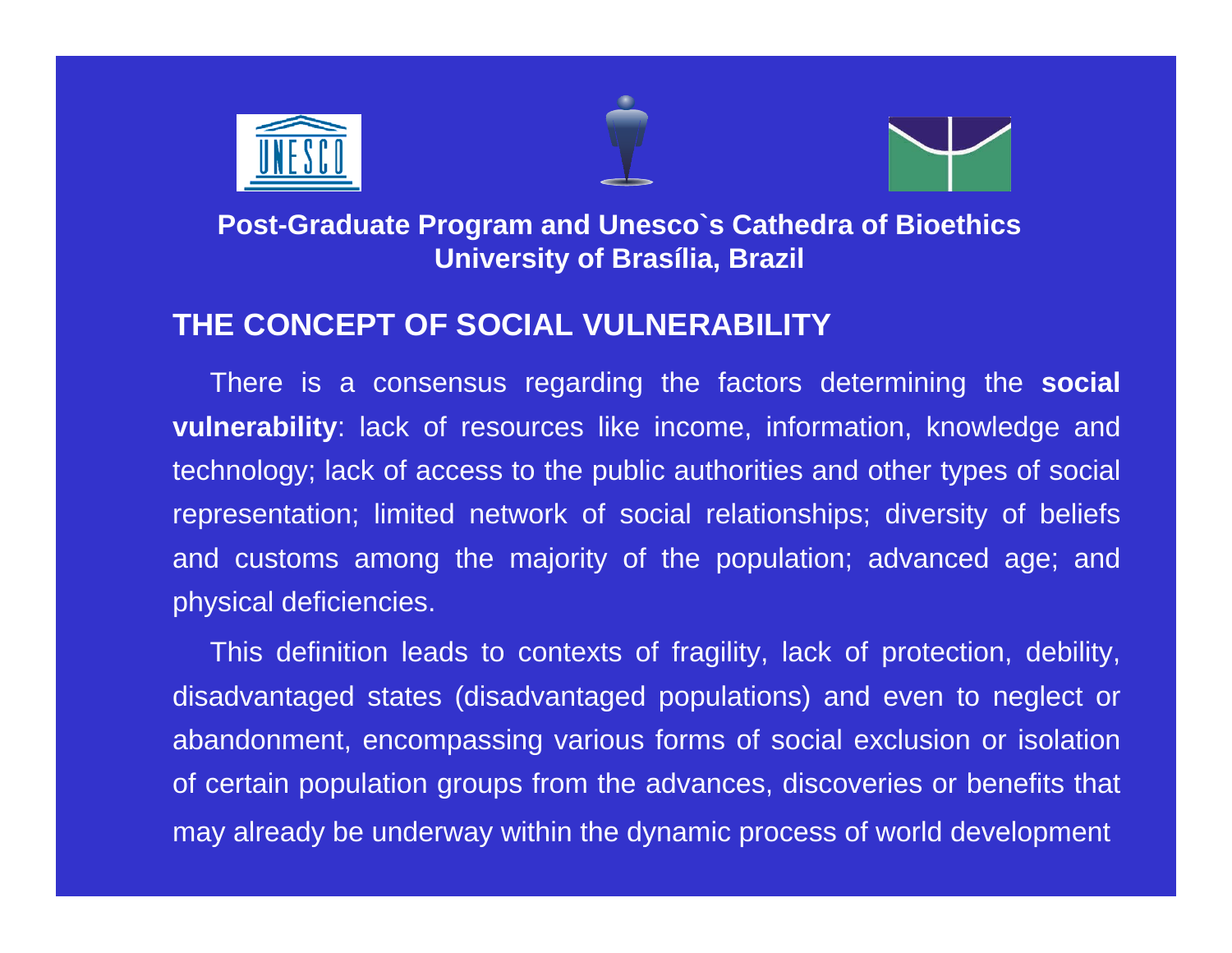**Post-Graduate Program and Unesco`s Cathedra of Bioethics**
**University of Brasília, Brazil**

## THE CONCEPT OF SOCIAL VULNERABILITY

There is a consensus regarding the factors determining the **social vulnerability**: lack of resources like income, information, knowledge and technology; lack of access to the public authorities and other types of social representation; limited network of social relationships; diversity of beliefs and customs among the majority of the population; advanced age; and physical deficiencies.

This definition leads to contexts of fragility, lack of protection, debility, disadvantaged states (disadvantaged populations) and even to neglect or abandonment, encompassing various forms of social exclusion or isolation of certain population groups from the advances, discoveries or benefits that may already be underway within the dynamic process of world development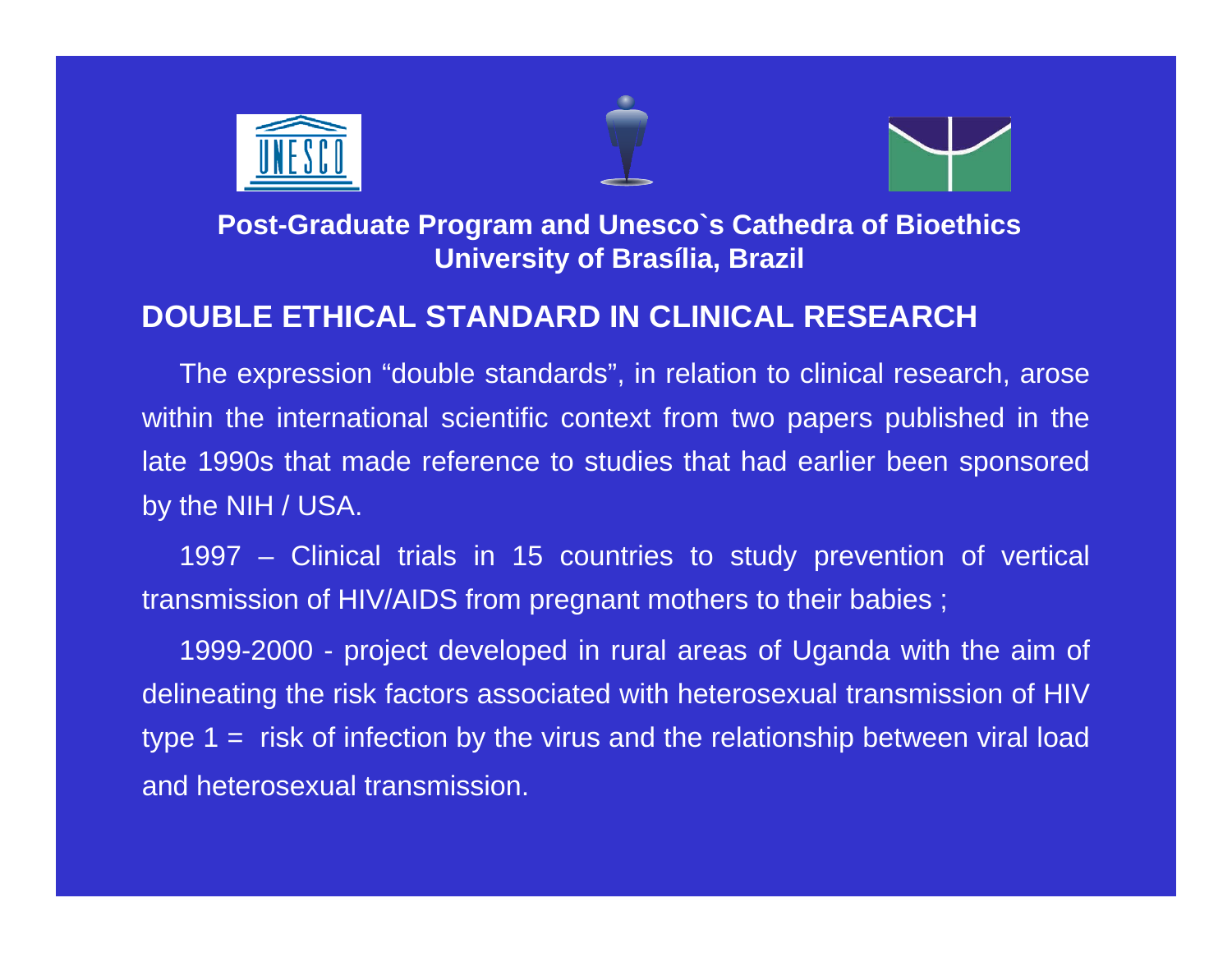**Post-Graduate Program and Unesco`s Cathedra of Bioethics**
**University of Brasília, Brazil**

## DOUBLE ETHICAL STANDARD IN CLINICAL RESEARCH

The expression “double standards”, in relation to clinical research, arose within the international scientific context from two papers published in the late 1990s that made reference to studies that had earlier been sponsored by the NIH / USA.

1997 – Clinical trials in 15 countries to study prevention of vertical transmission of HIV/AIDS from pregnant mothers to their babies ;

1999-2000 - project developed in rural areas of Uganda with the aim of delineating the risk factors associated with heterosexual transmission of HIV type 1 = risk of infection by the virus and the relationship between viral load and heterosexual transmission.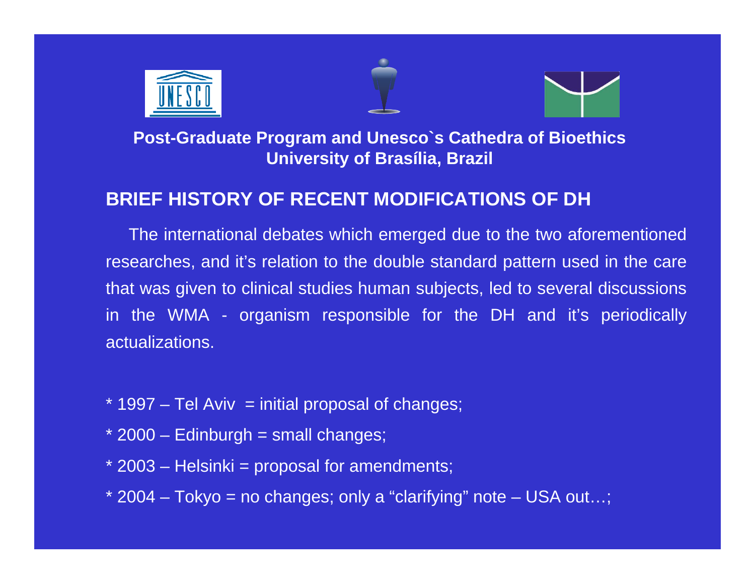**Post-Graduate Program and Unesco`s Cathedra of Bioethics**
**University of Brasília, Brazil**

## BRIEF HISTORY OF RECENT MODIFICATIONS OF DH

The international debates which emerged due to the two aforementioned researches, and it's relation to the double standard pattern used in the care that was given to clinical studies human subjects, led to several discussions in the WMA - organism responsible for the DH and it's periodically actualizations.

* 1997 – Tel Aviv = initial proposal of changes;
* 2000 – Edinburgh = small changes;
* 2003 – Helsinki = proposal for amendments;
* 2004 – Tokyo = no changes; only a "clarifying" note – USA out…;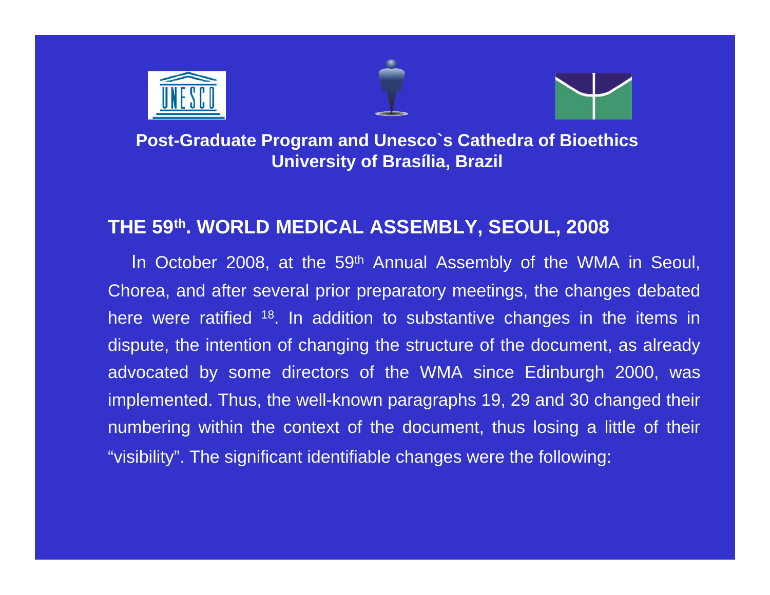**Post-Graduate Program and Unesco`s Cathedra of Bioethics**
**University of Brasília, Brazil**

## THE 59th. WORLD MEDICAL ASSEMBLY, SEOUL, 2008

In October 2008, at the 59th Annual Assembly of the WMA in Seoul, Chorea, and after several prior preparatory meetings, the changes debated here were ratified [18]. In addition to substantive changes in the items in dispute, the intention of changing the structure of the document, as already advocated by some directors of the WMA since Edinburgh 2000, was implemented. Thus, the well-known paragraphs 19, 29 and 30 changed their numbering within the context of the document, thus losing a little of their "visibility". The significant identifiable changes were the following: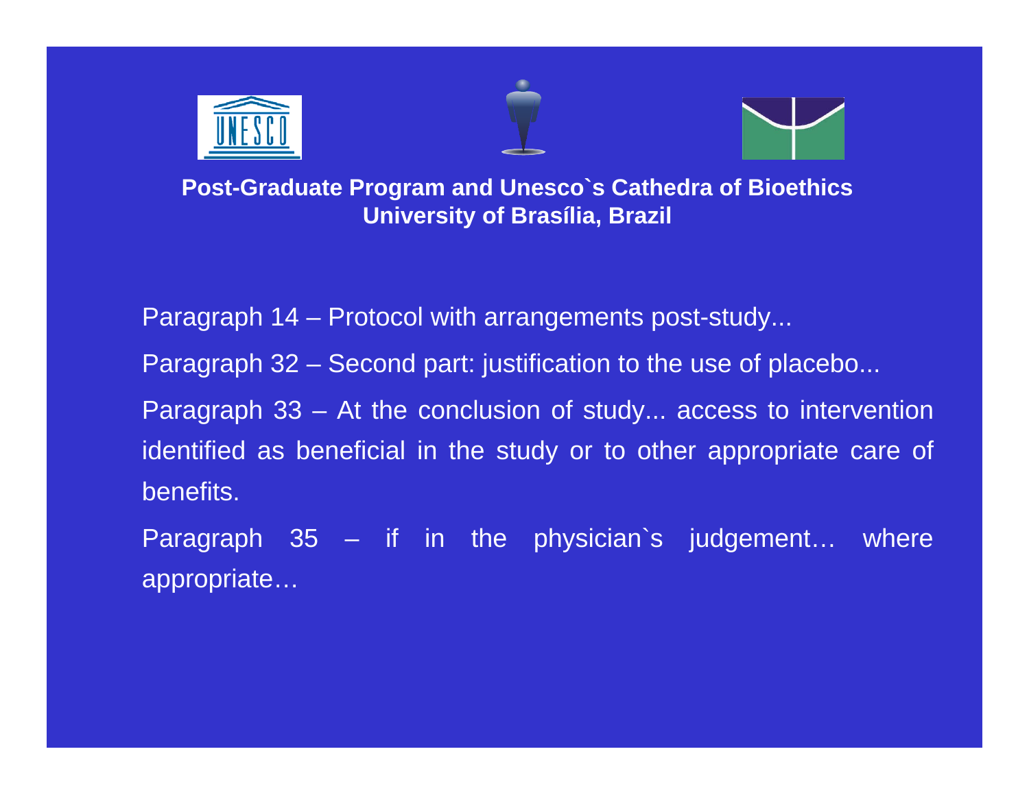**Post-Graduate Program and Unesco`s Cathedra of Bioethics**
**University of Brasília, Brazil**

Paragraph 14 – Protocol with arrangements post-study...

Paragraph 32 – Second part: justification to the use of placebo...

Paragraph 33 – At the conclusion of study... access to intervention identified as beneficial in the study or to other appropriate care of benefits.

Paragraph 35 – if in the physician`s judgement… where appropriate…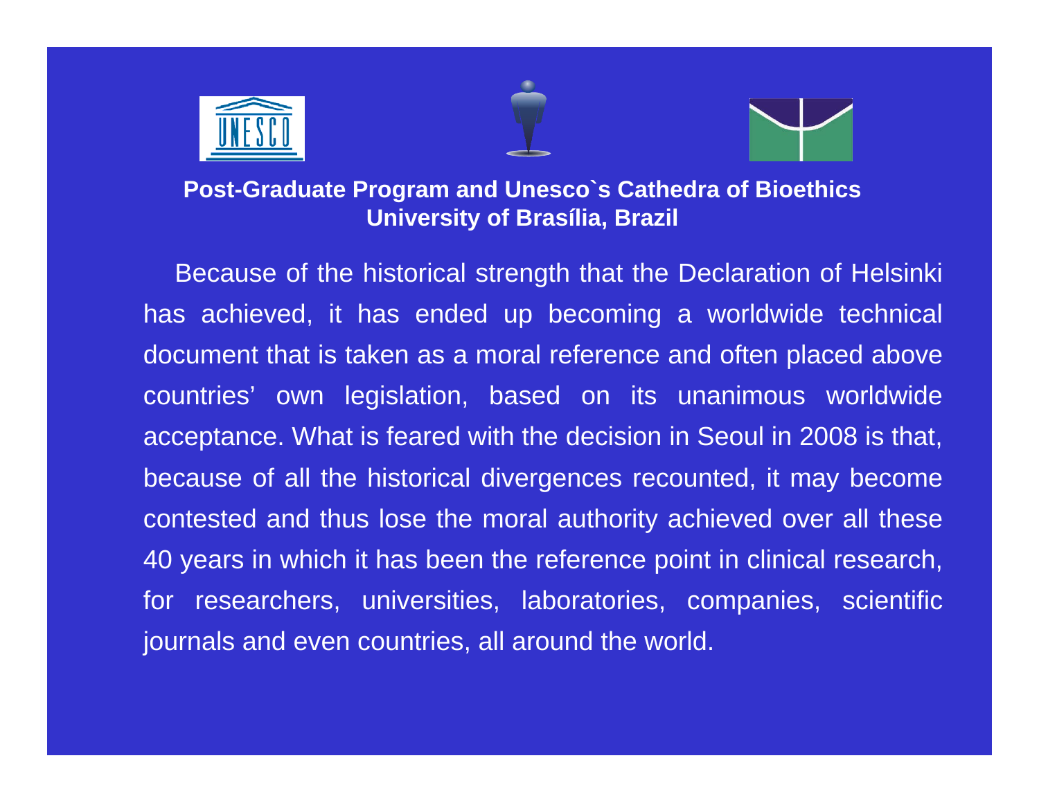**Post-Graduate Program and Unesco`s Cathedra of Bioethics**
**University of Brasília, Brazil**

Because of the historical strength that the Declaration of Helsinki has achieved, it has ended up becoming a worldwide technical document that is taken as a moral reference and often placed above countries' own legislation, based on its unanimous worldwide acceptance. What is feared with the decision in Seoul in 2008 is that, because of all the historical divergences recounted, it may become contested and thus lose the moral authority achieved over all these 40 years in which it has been the reference point in clinical research, for researchers, universities, laboratories, companies, scientific journals and even countries, all around the world.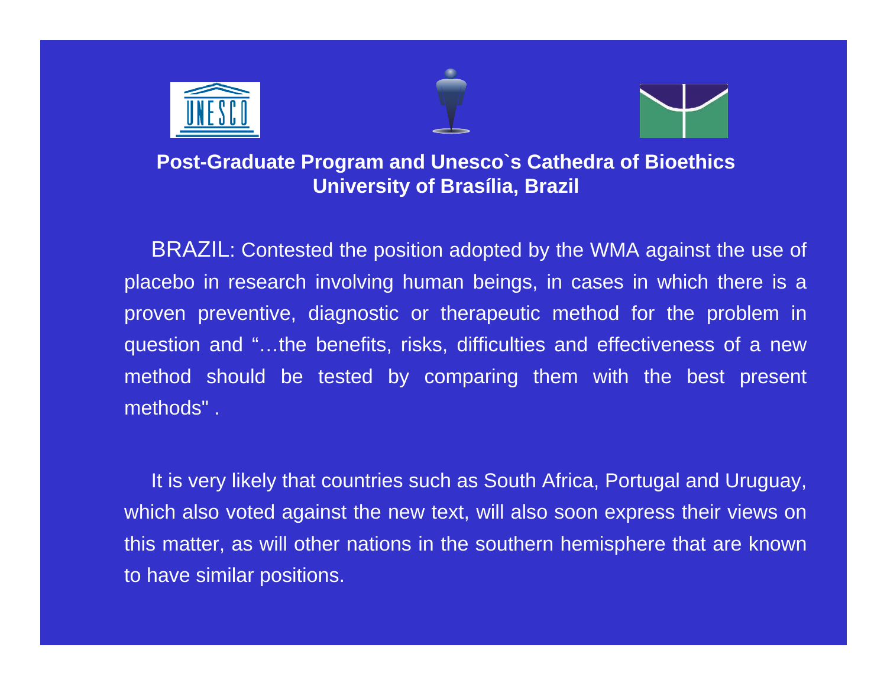**Post-Graduate Program and Unesco`s Cathedra of Bioethics**
**University of Brasília, Brazil**

BRAZIL: Contested the position adopted by the WMA against the use of placebo in research involving human beings, in cases in which there is a proven preventive, diagnostic or therapeutic method for the problem in question and "…the benefits, risks, difficulties and effectiveness of a new method should be tested by comparing them with the best present methods" .

It is very likely that countries such as South Africa, Portugal and Uruguay, which also voted against the new text, will also soon express their views on this matter, as will other nations in the southern hemisphere that are known to have similar positions.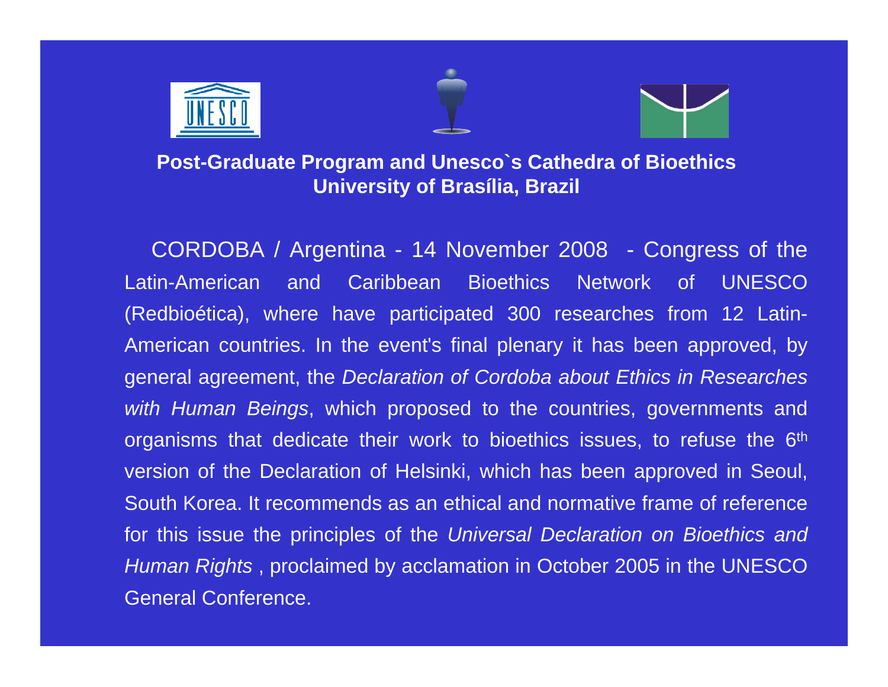**Post-Graduate Program and Unesco`s Cathedra of Bioethics**
**University of Brasília, Brazil**

CORDOBA / Argentina - 14 November 2008 - Congress of the Latin-American and Caribbean Bioethics Network of UNESCO (Redbioética), where have participated 300 researches from 12 Latin-American countries. In the event's final plenary it has been approved, by general agreement, the *Declaration of Cordoba about Ethics in Researches with Human Beings*, which proposed to the countries, governments and organisms that dedicate their work to bioethics issues, to refuse the 6th version of the Declaration of Helsinki, which has been approved in Seoul, South Korea. It recommends as an ethical and normative frame of reference for this issue the principles of the *Universal Declaration on Bioethics and Human Rights* , proclaimed by acclamation in October 2005 in the UNESCO General Conference.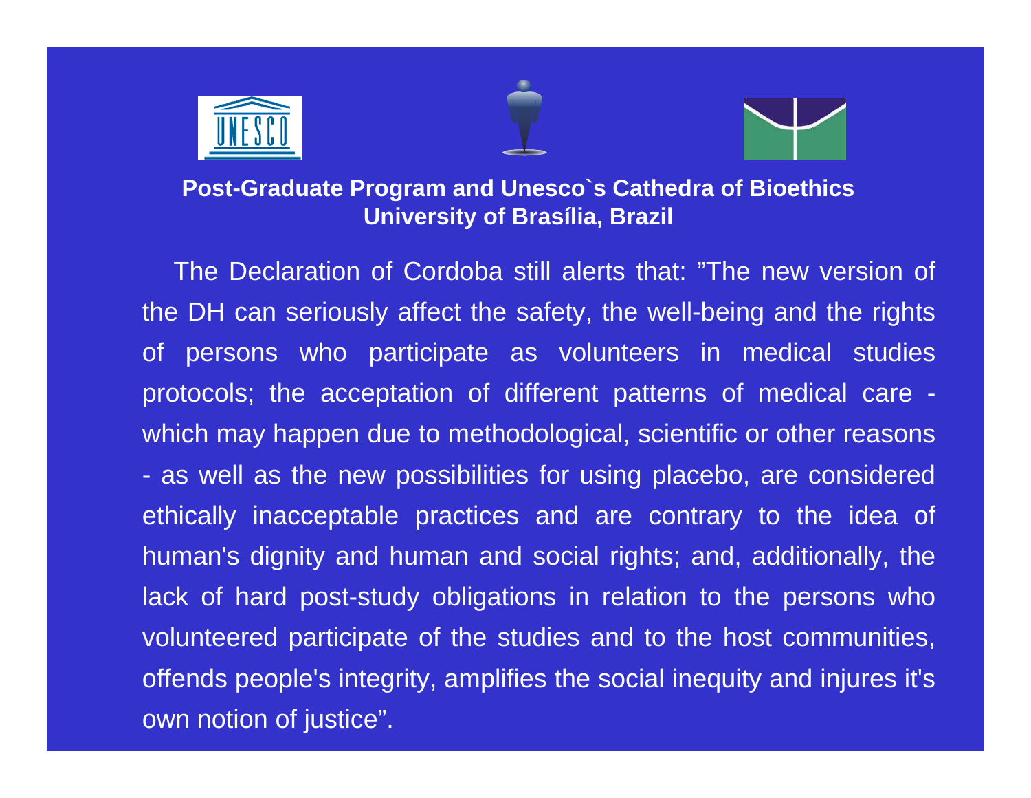**Post-Graduate Program and Unesco`s Cathedra of Bioethics**
**University of Brasília, Brazil**

The Declaration of Cordoba still alerts that: ”The new version of the DH can seriously affect the safety, the well-being and the rights of persons who participate as volunteers in medical studies protocols; the acceptation of different patterns of medical care - which may happen due to methodological, scientific or other reasons - as well as the new possibilities for using placebo, are considered ethically inacceptable practices and are contrary to the idea of human's dignity and human and social rights; and, additionally, the lack of hard post-study obligations in relation to the persons who volunteered participate of the studies and to the host communities, offends people's integrity, amplifies the social inequity and injures it's own notion of justice”.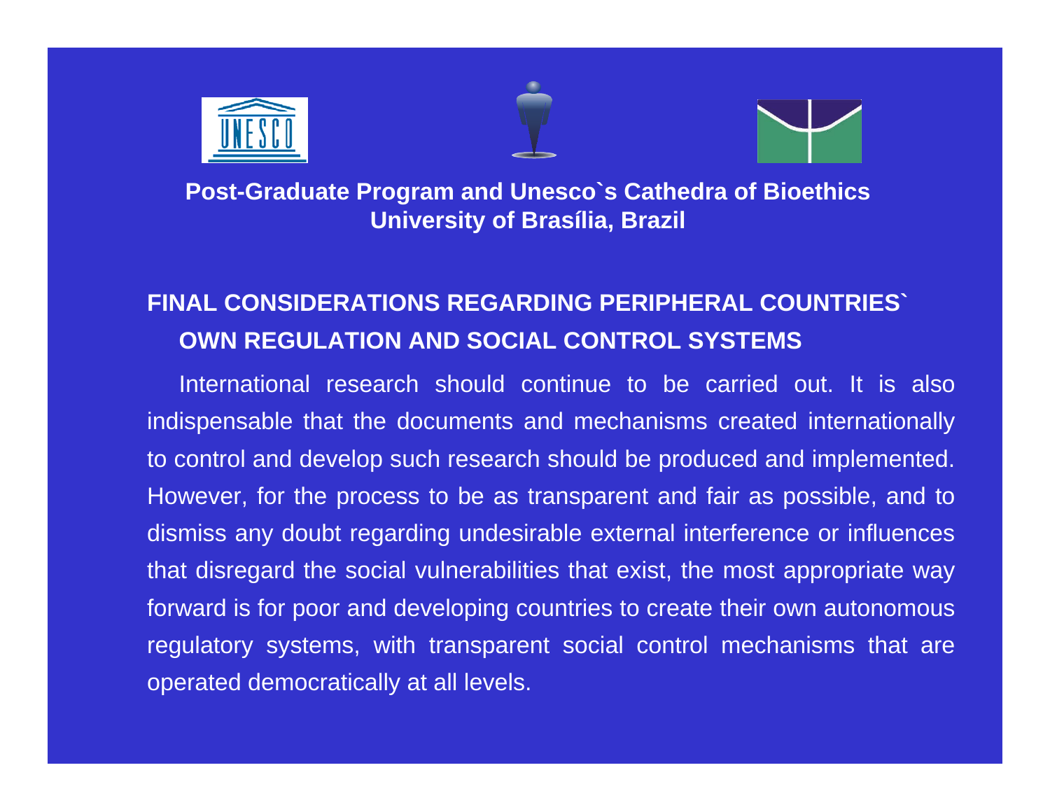**Post-Graduate Program and Unesco`s Cathedra of Bioethics**
**University of Brasília, Brazil**

## FINAL CONSIDERATIONS REGARDING PERIPHERAL COUNTRIES` OWN REGULATION AND SOCIAL CONTROL SYSTEMS

International research should continue to be carried out. It is also indispensable that the documents and mechanisms created internationally to control and develop such research should be produced and implemented. However, for the process to be as transparent and fair as possible, and to dismiss any doubt regarding undesirable external interference or influences that disregard the social vulnerabilities that exist, the most appropriate way forward is for poor and developing countries to create their own autonomous regulatory systems, with transparent social control mechanisms that are operated democratically at all levels.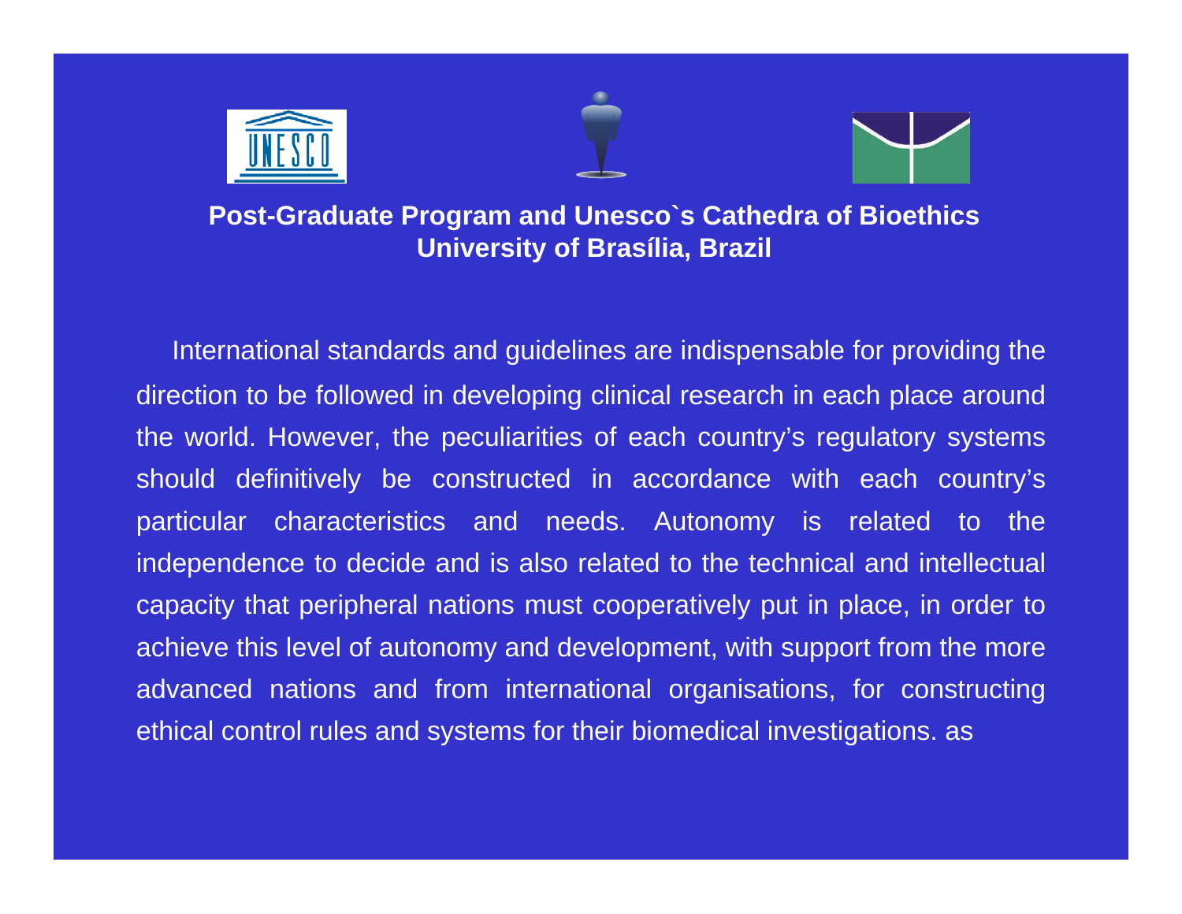**Post-Graduate Program and Unesco`s Cathedra of Bioethics**
**University of Brasília, Brazil**

International standards and guidelines are indispensable for providing the direction to be followed in developing clinical research in each place around the world. However, the peculiarities of each country's regulatory systems should definitively be constructed in accordance with each country's particular characteristics and needs. Autonomy is related to the independence to decide and is also related to the technical and intellectual capacity that peripheral nations must cooperatively put in place, in order to achieve this level of autonomy and development, with support from the more advanced nations and from international organisations, for constructing ethical control rules and systems for their biomedical investigations. as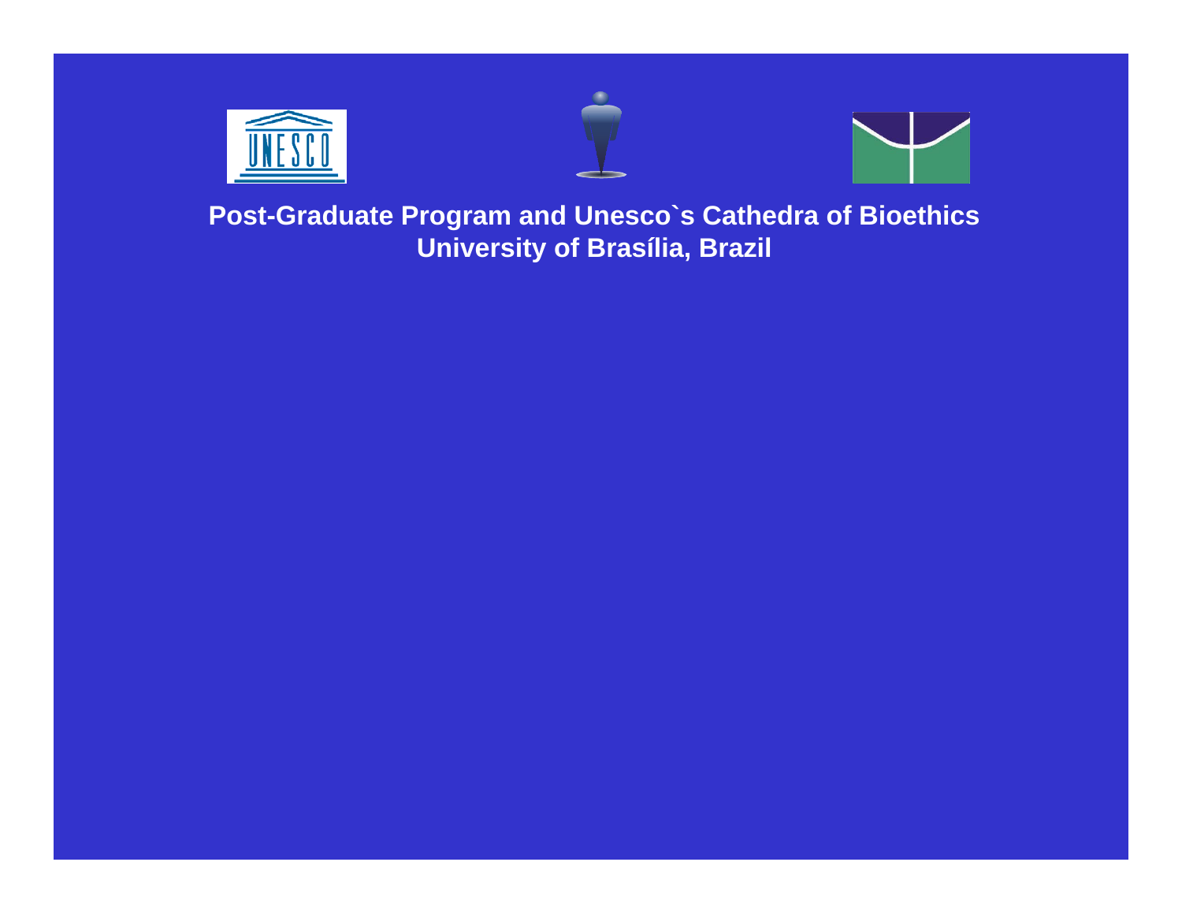**Post-Graduate Program and Unesco`s Cathedra of Bioethics**
**University of Brasília, Brazil**